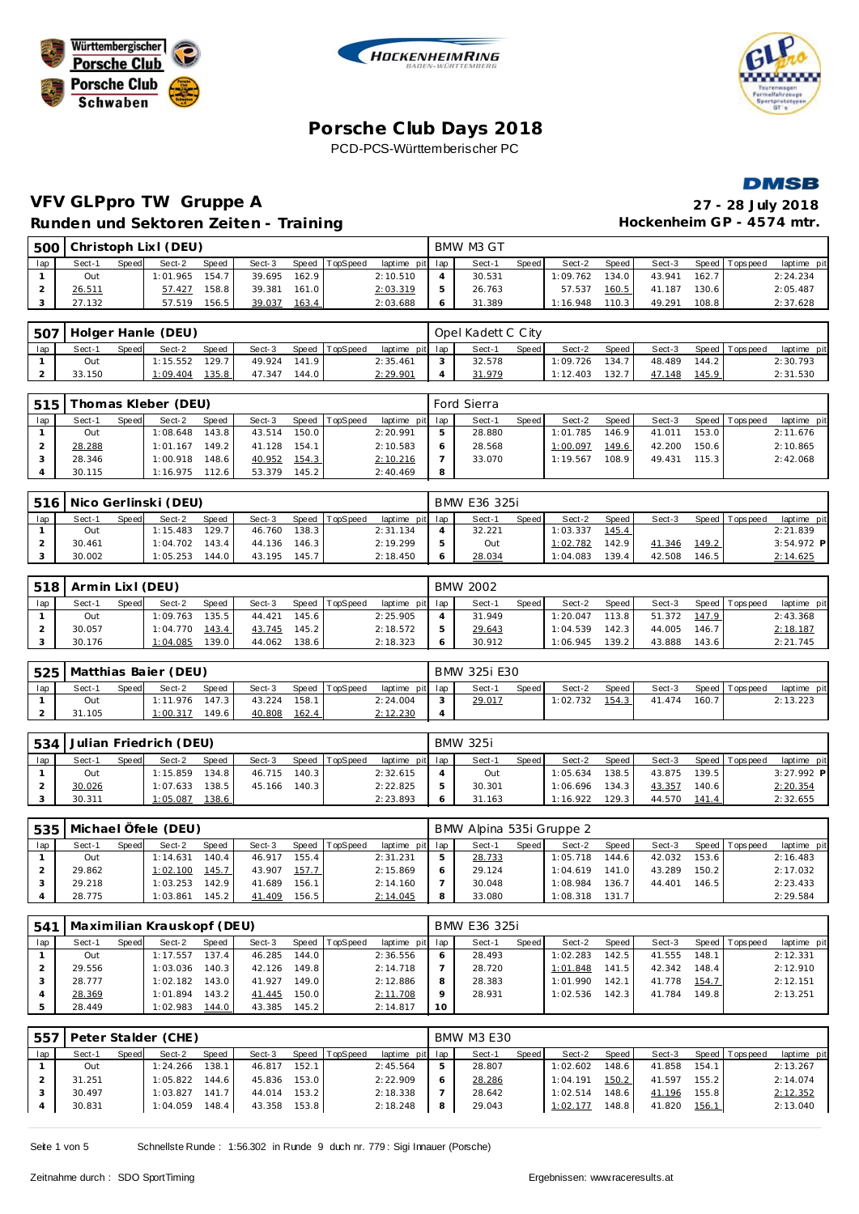Württembergischer Porsche Club

Porsche Club Schwaben

HOCKENHEIMRING BADEN-WÜRTTEMBERG

GLPpro

# Porsche Club Days 2018

PCD-PCS-Württemberischer PC

DMSB

## VFV GLPpro TW Gruppe A

**27 - 28 July 2018**

### Runden und Sektoren Zeiten - Training

**Hockenheim GP - 4574 mtr.**

**500 Christoph Lixl (DEU)** — BMW M3 GT

| lap | Sect-1 | Speed | Sect-2 | Speed | Sect-3 | Speed | TopSpeed | laptime pit | lap | Sect-1 | Speed | Sect-2 | Speed | Sect-3 | Speed | Topspeed | laptime pit |
|---|---|---|---|---|---|---|---|---|---|---|---|---|---|---|---|---|---|
| 1 | Out | | 1:01.965 | 154.7 | 39.695 | 162.9 | | 2:10.510 | 4 | 30.531 | | 1:09.762 | 134.0 | 43.941 | 162.7 | | 2:24.234 |
| 2 | 26.511 | | 57.427 | 158.8 | 39.381 | 161.0 | | 2:03.319 | 5 | 26.763 | | 57.537 | 160.5 | 41.187 | 130.6 | | 2:05.487 |
| 3 | 27.132 | | 57.519 | 156.5 | 39.037 | 163.4 | | 2:03.688 | 6 | 31.389 | | 1:16.948 | 110.3 | 49.291 | 108.8 | | 2:37.628 |

**507 Holger Hanle (DEU)** — Opel Kadett C City

| lap | Sect-1 | Speed | Sect-2 | Speed | Sect-3 | Speed | TopSpeed | laptime pit | lap | Sect-1 | Speed | Sect-2 | Speed | Sect-3 | Speed | Topspeed | laptime pit |
|---|---|---|---|---|---|---|---|---|---|---|---|---|---|---|---|---|---|
| 1 | Out | | 1:15.552 | 129.7 | 49.924 | 141.9 | | 2:35.461 | 3 | 32.578 | | 1:09.726 | 134.7 | 48.489 | 144.2 | | 2:30.793 |
| 2 | 33.150 | | 1:09.404 | 135.8 | 47.347 | 144.0 | | 2:29.901 | 4 | 31.979 | | 1:12.403 | 132.7 | 47.148 | 145.9 | | 2:31.530 |

**515 Thomas Kleber (DEU)** — Ford Sierra

| lap | Sect-1 | Speed | Sect-2 | Speed | Sect-3 | Speed | TopSpeed | laptime pit | lap | Sect-1 | Speed | Sect-2 | Speed | Sect-3 | Speed | Topspeed | laptime pit |
|---|---|---|---|---|---|---|---|---|---|---|---|---|---|---|---|---|---|
| 1 | Out | | 1:08.648 | 143.8 | 43.514 | 150.0 | | 2:20.991 | 5 | 28.880 | | 1:01.785 | 146.9 | 41.011 | 153.0 | | 2:11.676 |
| 2 | 28.288 | | 1:01.167 | 149.2 | 41.128 | 154.1 | | 2:10.583 | 6 | 28.568 | | 1:00.097 | 149.6 | 42.200 | 150.6 | | 2:10.865 |
| 3 | 28.346 | | 1:00.918 | 148.6 | 40.952 | 154.3 | | 2:10.216 | 7 | 33.070 | | 1:19.567 | 108.9 | 49.431 | 115.3 | | 2:42.068 |
| 4 | 30.115 | | 1:16.975 | 112.6 | 53.379 | 145.2 | | 2:40.469 | 8 | | | | | | | | |

**516 Nico Gerlinski (DEU)** — BMW E36 325i

| lap | Sect-1 | Speed | Sect-2 | Speed | Sect-3 | Speed | TopSpeed | laptime pit | lap | Sect-1 | Speed | Sect-2 | Speed | Sect-3 | Speed | Topspeed | laptime pit |
|---|---|---|---|---|---|---|---|---|---|---|---|---|---|---|---|---|---|
| 1 | Out | | 1:15.483 | 129.7 | 46.760 | 138.3 | | 2:31.134 | 4 | 32.221 | | 1:03.337 | 145.4 | | | | 2:21.839 |
| 2 | 30.461 | | 1:04.702 | 143.4 | 44.136 | 146.3 | | 2:19.299 | 5 | Out | | 1:02.782 | 142.9 | 41.346 | 149.2 | | 3:54.972 P |
| 3 | 30.002 | | 1:05.253 | 144.0 | 43.195 | 145.7 | | 2:18.450 | 6 | 28.034 | | 1:04.083 | 139.4 | 42.508 | 146.5 | | 2:14.625 |

**518 Armin Lixl (DEU)** — BMW 2002

| lap | Sect-1 | Speed | Sect-2 | Speed | Sect-3 | Speed | TopSpeed | laptime pit | lap | Sect-1 | Speed | Sect-2 | Speed | Sect-3 | Speed | Topspeed | laptime pit |
|---|---|---|---|---|---|---|---|---|---|---|---|---|---|---|---|---|---|
| 1 | Out | | 1:09.763 | 135.5 | 44.421 | 145.6 | | 2:25.905 | 4 | 31.949 | | 1:20.047 | 113.8 | 51.372 | 147.9 | | 2:43.368 |
| 2 | 30.057 | | 1:04.770 | 143.4 | 43.745 | 145.2 | | 2:18.572 | 5 | 29.643 | | 1:04.539 | 142.3 | 44.005 | 146.7 | | 2:18.187 |
| 3 | 30.176 | | 1:04.085 | 139.0 | 44.062 | 138.6 | | 2:18.323 | 6 | 30.912 | | 1:06.945 | 139.2 | 43.888 | 143.6 | | 2:21.745 |

**525 Matthias Baier (DEU)** — BMW 325i E30

| lap | Sect-1 | Speed | Sect-2 | Speed | Sect-3 | Speed | TopSpeed | laptime pit | lap | Sect-1 | Speed | Sect-2 | Speed | Sect-3 | Speed | Topspeed | laptime pit |
|---|---|---|---|---|---|---|---|---|---|---|---|---|---|---|---|---|---|
| 1 | Out | | 1:11.976 | 147.3 | 43.224 | 158.1 | | 2:24.004 | 3 | 29.017 | | 1:02.732 | 154.3 | 41.474 | 160.7 | | 2:13.223 |
| 2 | 31.105 | | 1:00.317 | 149.6 | 40.808 | 162.4 | | 2:12.230 | 4 | | | | | | | | |

**534 Julian Friedrich (DEU)** — BMW 325i

| lap | Sect-1 | Speed | Sect-2 | Speed | Sect-3 | Speed | TopSpeed | laptime pit | lap | Sect-1 | Speed | Sect-2 | Speed | Sect-3 | Speed | Topspeed | laptime pit |
|---|---|---|---|---|---|---|---|---|---|---|---|---|---|---|---|---|---|
| 1 | Out | | 1:15.859 | 134.8 | 46.715 | 140.3 | | 2:32.615 | 4 | Out | | 1:05.634 | 138.5 | 43.875 | 139.5 | | 3:27.992 P |
| 2 | 30.026 | | 1:07.633 | 138.5 | 45.166 | 140.3 | | 2:22.825 | 5 | 30.301 | | 1:06.696 | 134.3 | 43.357 | 140.6 | | 2:20.354 |
| 3 | 30.311 | | 1:05.087 | 138.6 | | | | 2:23.893 | 6 | 31.163 | | 1:16.922 | 129.3 | 44.570 | 141.4 | | 2:32.655 |

**535 Michael Öfele (DEU)** — BMW Alpina 535i Gruppe 2

| lap | Sect-1 | Speed | Sect-2 | Speed | Sect-3 | Speed | TopSpeed | laptime pit | lap | Sect-1 | Speed | Sect-2 | Speed | Sect-3 | Speed | Topspeed | laptime pit |
|---|---|---|---|---|---|---|---|---|---|---|---|---|---|---|---|---|---|
| 1 | Out | | 1:14.631 | 140.4 | 46.917 | 155.4 | | 2:31.231 | 5 | 28.733 | | 1:05.718 | 144.6 | 42.032 | 153.6 | | 2:16.483 |
| 2 | 29.862 | | 1:02.100 | 145.7 | 43.907 | 157.7 | | 2:15.869 | 6 | 29.124 | | 1:04.619 | 141.0 | 43.289 | 150.2 | | 2:17.032 |
| 3 | 29.218 | | 1:03.253 | 142.9 | 41.689 | 156.1 | | 2:14.160 | 7 | 30.048 | | 1:08.984 | 136.7 | 44.401 | 146.5 | | 2:23.433 |
| 4 | 28.775 | | 1:03.861 | 145.2 | 41.409 | 156.5 | | 2:14.045 | 8 | 33.080 | | 1:08.318 | 131.7 | | | | 2:29.584 |

**541 Maximilian Krauskopf (DEU)** — BMW E36 325i

| lap | Sect-1 | Speed | Sect-2 | Speed | Sect-3 | Speed | TopSpeed | laptime pit | lap | Sect-1 | Speed | Sect-2 | Speed | Sect-3 | Speed | Topspeed | laptime pit |
|---|---|---|---|---|---|---|---|---|---|---|---|---|---|---|---|---|---|
| 1 | Out | | 1:17.557 | 137.4 | 46.285 | 144.0 | | 2:36.556 | 6 | 28.493 | | 1:02.283 | 142.5 | 41.555 | 148.1 | | 2:12.331 |
| 2 | 29.556 | | 1:03.036 | 140.3 | 42.126 | 149.8 | | 2:14.718 | 7 | 28.720 | | 1:01.848 | 141.5 | 42.342 | 148.4 | | 2:12.910 |
| 3 | 28.777 | | 1:02.182 | 143.0 | 41.927 | 149.0 | | 2:12.886 | 8 | 28.383 | | 1:01.990 | 142.1 | 41.778 | 154.7 | | 2:12.151 |
| 4 | 28.369 | | 1:01.894 | 143.2 | 41.445 | 150.0 | | 2:11.708 | 9 | 28.931 | | 1:02.536 | 142.3 | 41.784 | 149.8 | | 2:13.251 |
| 5 | 28.449 | | 1:02.983 | 144.0 | 43.385 | 145.2 | | 2:14.817 | 10 | | | | | | | | |

**557 Peter Stalder (CHE)** — BMW M3 E30

| lap | Sect-1 | Speed | Sect-2 | Speed | Sect-3 | Speed | TopSpeed | laptime pit | lap | Sect-1 | Speed | Sect-2 | Speed | Sect-3 | Speed | Topspeed | laptime pit |
|---|---|---|---|---|---|---|---|---|---|---|---|---|---|---|---|---|---|
| 1 | Out | | 1:24.266 | 138.1 | 46.817 | 152.1 | | 2:45.564 | 5 | 28.807 | | 1:02.602 | 148.6 | 41.858 | 154.1 | | 2:13.267 |
| 2 | 31.251 | | 1:05.822 | 144.6 | 45.836 | 153.0 | | 2:22.909 | 6 | 28.286 | | 1:04.191 | 150.2 | 41.597 | 155.2 | | 2:14.074 |
| 3 | 30.497 | | 1:03.827 | 141.7 | 44.014 | 153.2 | | 2:18.338 | 7 | 28.642 | | 1:02.514 | 148.6 | 41.196 | 155.8 | | 2:12.352 |
| 4 | 30.831 | | 1:04.059 | 148.4 | 43.358 | 153.8 | | 2:18.248 | 8 | 29.043 | | 1:02.177 | 148.8 | 41.820 | 156.1 | | 2:13.040 |

Schnellste Runde : 1:56.302 in Runde 9 duch nr. 779 : Sigi Innauer (Porsche)

Zeitnahme durch : SDO SportTiming

Ergebnissen: www.raceresults.at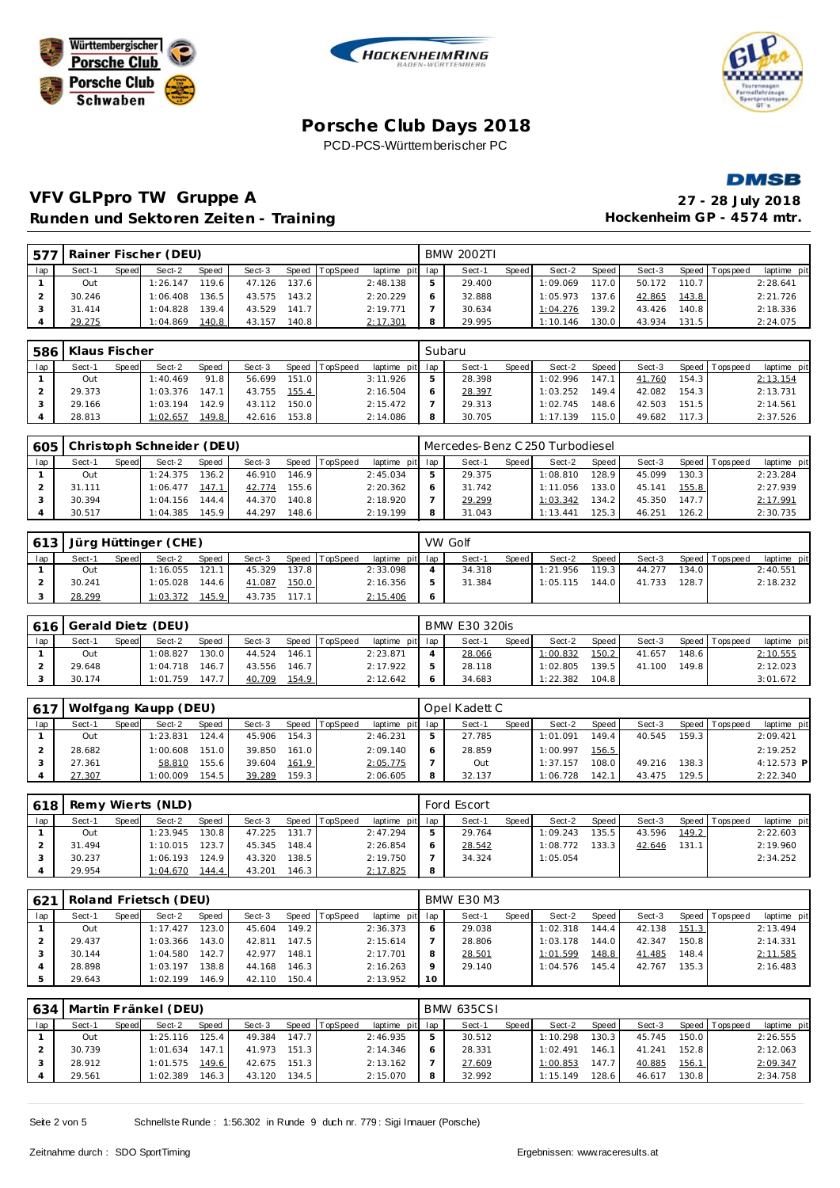Württembergischer Porsche Club · Porsche Club Schwaben · HOCKENHEIMRING · GLPpro

# Porsche Club Days 2018

PCD-PCS-Württemberischer PC

DMSB

## VFV GLPpro TW Gruppe A

**Runden und Sektoren Zeiten - Training**

**27 - 28 July 2018**
**Hockenheim GP - 4574 mtr.**

### 577 Rainer Fischer (DEU) — BMW 2002TI

| lap | Sect-1 | Speed | Sect-2 | Speed | Sect-3 | Speed | TopSpeed | laptime pit | lap | Sect-1 | Speed | Sect-2 | Speed | Sect-3 | Speed | Topspeed | laptime pit |
|---|---|---|---|---|---|---|---|---|---|---|---|---|---|---|---|---|---|
| 1 | Out | | 1:26.147 | 119.6 | 47.126 | 137.6 | | 2:48.138 | 5 | 29.400 | | 1:09.069 | 117.0 | 50.172 | 110.7 | | 2:28.641 |
| 2 | 30.246 | | 1:06.408 | 136.5 | 43.575 | 143.2 | | 2:20.229 | 6 | 32.888 | | 1:05.973 | 137.6 | 42.865 | 143.8 | | 2:21.726 |
| 3 | 31.414 | | 1:04.828 | 139.4 | 43.529 | 141.7 | | 2:19.771 | 7 | 30.634 | | 1:04.276 | 139.2 | 43.426 | 140.8 | | 2:18.336 |
| 4 | 29.275 | | 1:04.869 | 140.8 | 43.157 | 140.8 | | 2:17.301 | 8 | 29.995 | | 1:10.146 | 130.0 | 43.934 | 131.5 | | 2:24.075 |

### 586 Klaus Fischer — Subaru

| lap | Sect-1 | Speed | Sect-2 | Speed | Sect-3 | Speed | TopSpeed | laptime pit | lap | Sect-1 | Speed | Sect-2 | Speed | Sect-3 | Speed | Topspeed | laptime pit |
|---|---|---|---|---|---|---|---|---|---|---|---|---|---|---|---|---|---|
| 1 | Out | | 1:40.469 | 91.8 | 56.699 | 151.0 | | 3:11.926 | 5 | 28.398 | | 1:02.996 | 147.1 | 41.760 | 154.3 | | 2:13.154 |
| 2 | 29.373 | | 1:03.376 | 147.1 | 43.755 | 155.4 | | 2:16.504 | 6 | 28.397 | | 1:03.252 | 149.4 | 42.082 | 154.3 | | 2:13.731 |
| 3 | 29.166 | | 1:03.194 | 142.9 | 43.112 | 150.0 | | 2:15.472 | 7 | 29.313 | | 1:02.745 | 148.6 | 42.503 | 151.5 | | 2:14.561 |
| 4 | 28.813 | | 1:02.657 | 149.8 | 42.616 | 153.8 | | 2:14.086 | 8 | 30.705 | | 1:17.139 | 115.0 | 49.682 | 117.3 | | 2:37.526 |

### 605 Christoph Schneider (DEU) — Mercedes-Benz C250 Turbodiesel

| lap | Sect-1 | Speed | Sect-2 | Speed | Sect-3 | Speed | TopSpeed | laptime pit | lap | Sect-1 | Speed | Sect-2 | Speed | Sect-3 | Speed | Topspeed | laptime pit |
|---|---|---|---|---|---|---|---|---|---|---|---|---|---|---|---|---|---|
| 1 | Out | | 1:24.375 | 136.2 | 46.910 | 146.9 | | 2:45.034 | 5 | 29.375 | | 1:08.810 | 128.9 | 45.099 | 130.3 | | 2:23.284 |
| 2 | 31.111 | | 1:06.477 | 147.1 | 42.774 | 155.6 | | 2:20.362 | 6 | 31.742 | | 1:11.056 | 133.0 | 45.141 | 155.8 | | 2:27.939 |
| 3 | 30.394 | | 1:04.156 | 144.4 | 44.370 | 140.8 | | 2:18.920 | 7 | 29.299 | | 1:03.342 | 134.2 | 45.350 | 147.7 | | 2:17.991 |
| 4 | 30.517 | | 1:04.385 | 145.9 | 44.297 | 148.6 | | 2:19.199 | 8 | 31.043 | | 1:13.441 | 125.3 | 46.251 | 126.2 | | 2:30.735 |

### 613 Jürg Hüttinger (CHE) — VW Golf

| lap | Sect-1 | Speed | Sect-2 | Speed | Sect-3 | Speed | TopSpeed | laptime pit | lap | Sect-1 | Speed | Sect-2 | Speed | Sect-3 | Speed | Topspeed | laptime pit |
|---|---|---|---|---|---|---|---|---|---|---|---|---|---|---|---|---|---|
| 1 | Out | | 1:16.055 | 121.1 | 45.329 | 137.8 | | 2:33.098 | 4 | 34.318 | | 1:21.956 | 119.3 | 44.277 | 134.0 | | 2:40.551 |
| 2 | 30.241 | | 1:05.028 | 144.6 | 41.087 | 150.0 | | 2:16.356 | 5 | 31.384 | | 1:05.115 | 144.0 | 41.733 | 128.7 | | 2:18.232 |
| 3 | 28.299 | | 1:03.372 | 145.9 | 43.735 | 117.1 | | 2:15.406 | 6 | | | | | | | | |

### 616 Gerald Dietz (DEU) — BMW E30 320is

| lap | Sect-1 | Speed | Sect-2 | Speed | Sect-3 | Speed | TopSpeed | laptime pit | lap | Sect-1 | Speed | Sect-2 | Speed | Sect-3 | Speed | Topspeed | laptime pit |
|---|---|---|---|---|---|---|---|---|---|---|---|---|---|---|---|---|---|
| 1 | Out | | 1:08.827 | 130.0 | 44.524 | 146.1 | | 2:23.871 | 4 | 28.066 | | 1:00.832 | 150.2 | 41.657 | 148.6 | | 2:10.555 |
| 2 | 29.648 | | 1:04.718 | 146.7 | 43.556 | 146.7 | | 2:17.922 | 5 | 28.118 | | 1:02.805 | 139.5 | 41.100 | 149.8 | | 2:12.023 |
| 3 | 30.174 | | 1:01.759 | 147.7 | 40.709 | 154.9 | | 2:12.642 | 6 | 34.683 | | 1:22.382 | 104.8 | | | | 3:01.672 |

### 617 Wolfgang Kaupp (DEU) — Opel Kadett C

| lap | Sect-1 | Speed | Sect-2 | Speed | Sect-3 | Speed | TopSpeed | laptime pit | lap | Sect-1 | Speed | Sect-2 | Speed | Sect-3 | Speed | Topspeed | laptime pit |
|---|---|---|---|---|---|---|---|---|---|---|---|---|---|---|---|---|---|
| 1 | Out | | 1:23.831 | 124.4 | 45.906 | 154.3 | | 2:46.231 | 5 | 27.785 | | 1:01.091 | 149.4 | 40.545 | 159.3 | | 2:09.421 |
| 2 | 28.682 | | 1:00.608 | 151.0 | 39.850 | 161.0 | | 2:09.140 | 6 | 28.859 | | 1:00.997 | 156.5 | | | | 2:19.252 |
| 3 | 27.361 | | 58.810 | 155.6 | 39.604 | 161.9 | | 2:05.775 | 7 | Out | | 1:37.157 | 108.0 | 49.216 | 138.3 | | 4:12.573 P |
| 4 | 27.307 | | 1:00.009 | 154.5 | 39.289 | 159.3 | | 2:06.605 | 8 | 32.137 | | 1:06.728 | 142.1 | 43.475 | 129.5 | | 2:22.340 |

### 618 Remy Wierts (NLD) — Ford Escort

| lap | Sect-1 | Speed | Sect-2 | Speed | Sect-3 | Speed | TopSpeed | laptime pit | lap | Sect-1 | Speed | Sect-2 | Speed | Sect-3 | Speed | Topspeed | laptime pit |
|---|---|---|---|---|---|---|---|---|---|---|---|---|---|---|---|---|---|
| 1 | Out | | 1:23.945 | 130.8 | 47.225 | 131.7 | | 2:47.294 | 5 | 29.764 | | 1:09.243 | 135.5 | 43.596 | 149.2 | | 2:22.603 |
| 2 | 31.494 | | 1:10.015 | 123.7 | 45.345 | 148.4 | | 2:26.854 | 6 | 28.542 | | 1:08.772 | 133.3 | 42.646 | 131.1 | | 2:19.960 |
| 3 | 30.237 | | 1:06.193 | 124.9 | 43.320 | 138.5 | | 2:19.750 | 7 | 34.324 | | 1:05.054 | | | | | 2:34.252 |
| 4 | 29.954 | | 1:04.670 | 144.4 | 43.201 | 146.3 | | 2:17.825 | 8 | | | | | | | | |

### 621 Roland Frietsch (DEU) — BMW E30 M3

| lap | Sect-1 | Speed | Sect-2 | Speed | Sect-3 | Speed | TopSpeed | laptime pit | lap | Sect-1 | Speed | Sect-2 | Speed | Sect-3 | Speed | Topspeed | laptime pit |
|---|---|---|---|---|---|---|---|---|---|---|---|---|---|---|---|---|---|
| 1 | Out | | 1:17.427 | 123.0 | 45.604 | 149.2 | | 2:36.373 | 6 | 29.038 | | 1:02.318 | 144.4 | 42.138 | 151.3 | | 2:13.494 |
| 2 | 29.437 | | 1:03.366 | 143.0 | 42.811 | 147.5 | | 2:15.614 | 7 | 28.806 | | 1:03.178 | 144.0 | 42.347 | 150.8 | | 2:14.331 |
| 3 | 30.144 | | 1:04.580 | 142.7 | 42.977 | 148.1 | | 2:17.701 | 8 | 28.501 | | 1:01.599 | 148.8 | 41.485 | 148.4 | | 2:11.585 |
| 4 | 28.898 | | 1:03.197 | 138.8 | 44.168 | 146.3 | | 2:16.263 | 9 | 29.140 | | 1:04.576 | 145.4 | 42.767 | 135.3 | | 2:16.483 |
| 5 | 29.643 | | 1:02.199 | 146.9 | 42.110 | 150.4 | | 2:13.952 | 10 | | | | | | | | |

### 634 Martin Fränkel (DEU) — BMW 635CSI

| lap | Sect-1 | Speed | Sect-2 | Speed | Sect-3 | Speed | TopSpeed | laptime pit | lap | Sect-1 | Speed | Sect-2 | Speed | Sect-3 | Speed | Topspeed | laptime pit |
|---|---|---|---|---|---|---|---|---|---|---|---|---|---|---|---|---|---|
| 1 | Out | | 1:25.116 | 125.4 | 49.384 | 147.7 | | 2:46.935 | 5 | 30.512 | | 1:10.298 | 130.3 | 45.745 | 150.0 | | 2:26.555 |
| 2 | 30.739 | | 1:01.634 | 147.1 | 41.973 | 151.3 | | 2:14.346 | 6 | 28.331 | | 1:02.491 | 146.1 | 41.241 | 152.8 | | 2:12.063 |
| 3 | 28.912 | | 1:01.575 | 149.6 | 42.675 | 151.3 | | 2:13.162 | 7 | 27.609 | | 1:00.853 | 147.7 | 40.885 | 156.1 | | 2:09.347 |
| 4 | 29.561 | | 1:02.389 | 146.3 | 43.120 | 134.5 | | 2:15.070 | 8 | 32.992 | | 1:15.149 | 128.6 | 46.617 | 130.8 | | 2:34.758 |

Schnellste Runde : 1:56.302 in Runde 9 duch nr. 779 : Sigi Innauer (Porsche)

Zeitnahme durch : SDO SportTiming

Ergebnissen: www.raceresults.at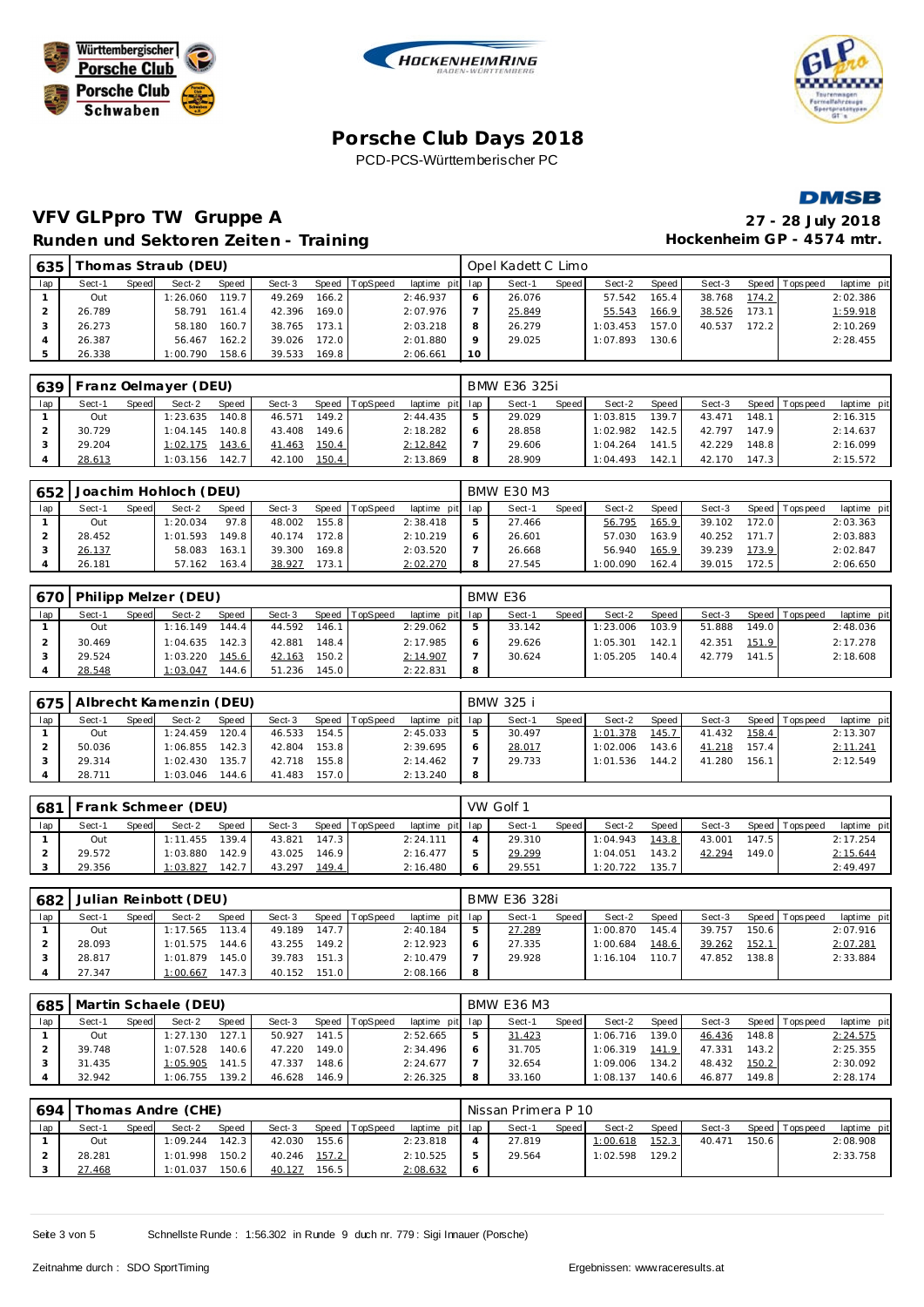# Porsche Club Days 2018

PCD-PCS-Württemberischer PC

## VFV GLPpro TW Gruppe A

**Runden und Sektoren Zeiten - Training**

**27 - 28 July 2018**
**Hockenheim GP - 4574 mtr.**

### 635 Thomas Straub (DEU) — Opel Kadett C Limo

| lap | Sect-1 | Speed | Sect-2 | Speed | Sect-3 | Speed | TopSpeed | laptime pit | lap | Sect-1 | Speed | Sect-2 | Speed | Sect-3 | Speed | Topspeed | laptime pit |
|---|---|---|---|---|---|---|---|---|---|---|---|---|---|---|---|---|---|
| 1 | Out | | 1:26.060 | 119.7 | 49.269 | 166.2 | | 2:46.937 | 6 | 26.076 | | 57.542 | 165.4 | 38.768 | 174.2 | | 2:02.386 |
| 2 | 26.789 | | 58.791 | 161.4 | 42.396 | 169.0 | | 2:07.976 | 7 | 25.849 | | 55.543 | 166.9 | 38.526 | 173.1 | | 1:59.918 |
| 3 | 26.273 | | 58.180 | 160.7 | 38.765 | 173.1 | | 2:03.218 | 8 | 26.279 | | 1:03.453 | 157.0 | 40.537 | 172.2 | | 2:10.269 |
| 4 | 26.387 | | 56.467 | 162.2 | 39.026 | 172.0 | | 2:01.880 | 9 | 29.025 | | 1:07.893 | 130.6 | | | | 2:28.455 |
| 5 | 26.338 | | 1:00.790 | 158.6 | 39.533 | 169.8 | | 2:06.661 | 10 | | | | | | | | |

### 639 Franz Oelmayer (DEU) — BMW E36 325i

| lap | Sect-1 | Speed | Sect-2 | Speed | Sect-3 | Speed | TopSpeed | laptime pit | lap | Sect-1 | Speed | Sect-2 | Speed | Sect-3 | Speed | Topspeed | laptime pit |
|---|---|---|---|---|---|---|---|---|---|---|---|---|---|---|---|---|---|
| 1 | Out | | 1:23.635 | 140.8 | 46.571 | 149.2 | | 2:44.435 | 5 | 29.029 | | 1:03.815 | 139.7 | 43.471 | 148.1 | | 2:16.315 |
| 2 | 30.729 | | 1:04.145 | 140.8 | 43.408 | 149.6 | | 2:18.282 | 6 | 28.858 | | 1:02.982 | 142.5 | 42.797 | 147.9 | | 2:14.637 |
| 3 | 29.204 | | 1:02.175 | 143.6 | 41.463 | 150.4 | | 2:12.842 | 7 | 29.606 | | 1:04.264 | 141.5 | 42.229 | 148.8 | | 2:16.099 |
| 4 | 28.613 | | 1:03.156 | 142.7 | 42.100 | 150.4 | | 2:13.869 | 8 | 28.909 | | 1:04.493 | 142.1 | 42.170 | 147.3 | | 2:15.572 |

### 652 Joachim Hohloch (DEU) — BMW E30 M3

| lap | Sect-1 | Speed | Sect-2 | Speed | Sect-3 | Speed | TopSpeed | laptime pit | lap | Sect-1 | Speed | Sect-2 | Speed | Sect-3 | Speed | Topspeed | laptime pit |
|---|---|---|---|---|---|---|---|---|---|---|---|---|---|---|---|---|---|
| 1 | Out | | 1:20.034 | 97.8 | 48.002 | 155.8 | | 2:38.418 | 5 | 27.466 | | 56.795 | 165.9 | 39.102 | 172.0 | | 2:03.363 |
| 2 | 28.452 | | 1:01.593 | 149.8 | 40.174 | 172.8 | | 2:10.219 | 6 | 26.601 | | 57.030 | 163.9 | 40.252 | 171.7 | | 2:03.883 |
| 3 | 26.137 | | 58.083 | 163.1 | 39.300 | 169.8 | | 2:03.520 | 7 | 26.668 | | 56.940 | 165.9 | 39.239 | 173.9 | | 2:02.847 |
| 4 | 26.181 | | 57.162 | 163.4 | 38.927 | 173.1 | | 2:02.270 | 8 | 27.545 | | 1:00.090 | 162.4 | 39.015 | 172.5 | | 2:06.650 |

### 670 Philipp Melzer (DEU) — BMW E36

| lap | Sect-1 | Speed | Sect-2 | Speed | Sect-3 | Speed | TopSpeed | laptime pit | lap | Sect-1 | Speed | Sect-2 | Speed | Sect-3 | Speed | Topspeed | laptime pit |
|---|---|---|---|---|---|---|---|---|---|---|---|---|---|---|---|---|---|
| 1 | Out | | 1:16.149 | 144.4 | 44.592 | 146.1 | | 2:29.062 | 5 | 33.142 | | 1:23.006 | 103.9 | 51.888 | 149.0 | | 2:48.036 |
| 2 | 30.469 | | 1:04.635 | 142.3 | 42.881 | 148.4 | | 2:17.985 | 6 | 29.626 | | 1:05.301 | 142.1 | 42.351 | 151.9 | | 2:17.278 |
| 3 | 29.524 | | 1:03.220 | 145.6 | 42.163 | 150.2 | | 2:14.907 | 7 | 30.624 | | 1:05.205 | 140.4 | 42.779 | 141.5 | | 2:18.608 |
| 4 | 28.548 | | 1:03.047 | 144.6 | 51.236 | 145.0 | | 2:22.831 | 8 | | | | | | | | |

### 675 Albrecht Kamenzin (DEU) — BMW 325 i

| lap | Sect-1 | Speed | Sect-2 | Speed | Sect-3 | Speed | TopSpeed | laptime pit | lap | Sect-1 | Speed | Sect-2 | Speed | Sect-3 | Speed | Topspeed | laptime pit |
|---|---|---|---|---|---|---|---|---|---|---|---|---|---|---|---|---|---|
| 1 | Out | | 1:24.459 | 120.4 | 46.533 | 154.5 | | 2:45.033 | 5 | 30.497 | | 1:01.378 | 145.7 | 41.432 | 158.4 | | 2:13.307 |
| 2 | 50.036 | | 1:06.855 | 142.3 | 42.804 | 153.8 | | 2:39.695 | 6 | 28.017 | | 1:02.006 | 143.6 | 41.218 | 157.4 | | 2:11.241 |
| 3 | 29.314 | | 1:02.430 | 135.7 | 42.718 | 155.8 | | 2:14.462 | 7 | 29.733 | | 1:01.536 | 144.2 | 41.280 | 156.1 | | 2:12.549 |
| 4 | 28.711 | | 1:03.046 | 144.6 | 41.483 | 157.0 | | 2:13.240 | 8 | | | | | | | | |

### 681 Frank Schmeer (DEU) — VW Golf 1

| lap | Sect-1 | Speed | Sect-2 | Speed | Sect-3 | Speed | TopSpeed | laptime pit | lap | Sect-1 | Speed | Sect-2 | Speed | Sect-3 | Speed | Topspeed | laptime pit |
|---|---|---|---|---|---|---|---|---|---|---|---|---|---|---|---|---|---|
| 1 | Out | | 1:11.455 | 139.4 | 43.821 | 147.3 | | 2:24.111 | 4 | 29.310 | | 1:04.943 | 143.8 | 43.001 | 147.5 | | 2:17.254 |
| 2 | 29.572 | | 1:03.880 | 142.9 | 43.025 | 146.9 | | 2:16.477 | 5 | 29.299 | | 1:04.051 | 143.2 | 42.294 | 149.0 | | 2:15.644 |
| 3 | 29.356 | | 1:03.827 | 142.7 | 43.297 | 149.4 | | 2:16.480 | 6 | 29.551 | | 1:20.722 | 135.7 | | | | 2:49.497 |

### 682 Julian Reinbott (DEU) — BMW E36 328i

| lap | Sect-1 | Speed | Sect-2 | Speed | Sect-3 | Speed | TopSpeed | laptime pit | lap | Sect-1 | Speed | Sect-2 | Speed | Sect-3 | Speed | Topspeed | laptime pit |
|---|---|---|---|---|---|---|---|---|---|---|---|---|---|---|---|---|---|
| 1 | Out | | 1:17.565 | 113.4 | 49.189 | 147.7 | | 2:40.184 | 5 | 27.289 | | 1:00.870 | 145.4 | 39.757 | 150.6 | | 2:07.916 |
| 2 | 28.093 | | 1:01.575 | 144.6 | 43.255 | 149.2 | | 2:12.923 | 6 | 27.335 | | 1:00.684 | 148.6 | 39.262 | 152.1 | | 2:07.281 |
| 3 | 28.817 | | 1:01.879 | 145.0 | 39.783 | 151.3 | | 2:10.479 | 7 | 29.928 | | 1:16.104 | 110.7 | 47.852 | 138.8 | | 2:33.884 |
| 4 | 27.347 | | 1:00.667 | 147.3 | 40.152 | 151.0 | | 2:08.166 | 8 | | | | | | | | |

### 685 Martin Schaele (DEU) — BMW E36 M3

| lap | Sect-1 | Speed | Sect-2 | Speed | Sect-3 | Speed | TopSpeed | laptime pit | lap | Sect-1 | Speed | Sect-2 | Speed | Sect-3 | Speed | Topspeed | laptime pit |
|---|---|---|---|---|---|---|---|---|---|---|---|---|---|---|---|---|---|
| 1 | Out | | 1:27.130 | 127.1 | 50.927 | 141.5 | | 2:52.665 | 5 | 31.423 | | 1:06.716 | 139.0 | 46.436 | 148.8 | | 2:24.575 |
| 2 | 39.748 | | 1:07.528 | 140.6 | 47.220 | 149.0 | | 2:34.496 | 6 | 31.705 | | 1:06.319 | 141.9 | 47.331 | 143.2 | | 2:25.355 |
| 3 | 31.435 | | 1:05.905 | 141.5 | 47.337 | 148.6 | | 2:24.677 | 7 | 32.654 | | 1:09.006 | 134.2 | 48.432 | 150.2 | | 2:30.092 |
| 4 | 32.942 | | 1:06.755 | 139.2 | 46.628 | 146.9 | | 2:26.325 | 8 | 33.160 | | 1:08.137 | 140.6 | 46.877 | 149.8 | | 2:28.174 |

### 694 Thomas Andre (CHE) — Nissan Primera P 10

| lap | Sect-1 | Speed | Sect-2 | Speed | Sect-3 | Speed | TopSpeed | laptime pit | lap | Sect-1 | Speed | Sect-2 | Speed | Sect-3 | Speed | Topspeed | laptime pit |
|---|---|---|---|---|---|---|---|---|---|---|---|---|---|---|---|---|---|
| 1 | Out | | 1:09.244 | 142.3 | 42.030 | 155.6 | | 2:23.818 | 4 | 27.819 | | 1:00.618 | 152.3 | 40.471 | 150.6 | | 2:08.908 |
| 2 | 28.281 | | 1:01.998 | 150.2 | 40.246 | 157.2 | | 2:10.525 | 5 | 29.564 | | 1:02.598 | 129.2 | | | | 2:33.758 |
| 3 | 27.468 | | 1:01.037 | 150.6 | 40.127 | 156.5 | | 2:08.632 | 6 | | | | | | | | |

Schnellste Runde : 1:56.302 in Runde 9 duch nr. 779 : Sigi Innauer (Porsche)

Zeitnahme durch : SDO SportTiming — Ergebnissen: www.raceresults.at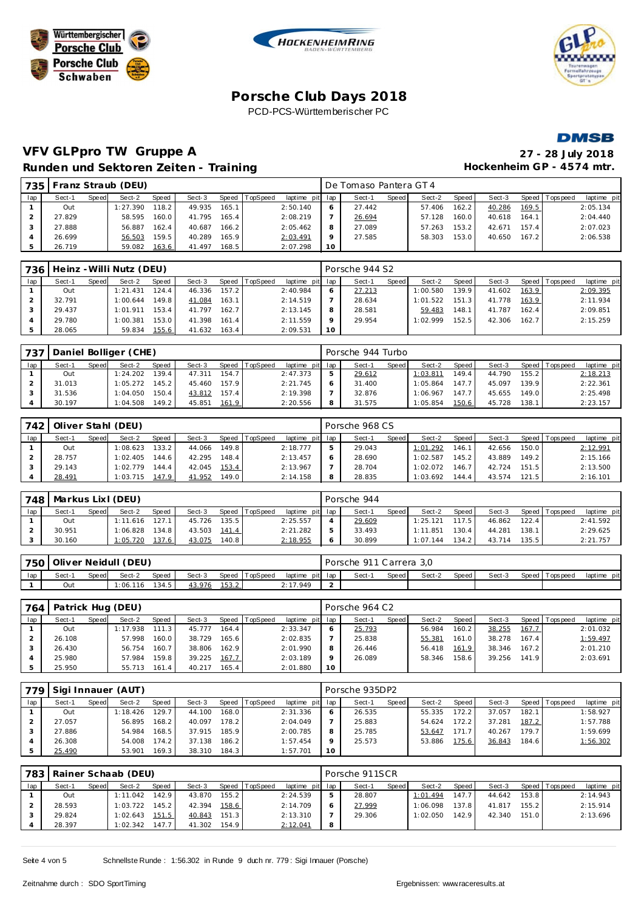Württembergischer Porsche Club

Porsche Club Schwaben

# Porsche Club Days 2018

PCD-PCS-Württemberischer PC

## VFV GLPpro TW Gruppe A

**27 - 28 July 2018**

### Runden und Sektoren Zeiten - Training

**Hockenheim GP - 4574 mtr.**

| 735 | Franz Straub (DEU) | | | | | | | | De Tomaso Pantera GT4 | | | | | | | | |
|---|---|---|---|---|---|---|---|---|---|---|---|---|---|---|---|---|---|
| lap | Sect-1 | Speed | Sect-2 | Speed | Sect-3 | Speed | TopSpeed | laptime pit | lap | Sect-1 | Speed | Sect-2 | Speed | Sect-3 | Speed | Topspeed | laptime pit |
| 1 | Out | | 1:27.390 | 118.2 | 49.935 | 165.1 | | 2:50.140 | 6 | 27.442 | | 57.406 | 162.2 | 40.286 | 169.5 | | 2:05.134 |
| 2 | 27.829 | | 58.595 | 160.0 | 41.795 | 165.4 | | 2:08.219 | 7 | 26.694 | | 57.128 | 160.0 | 40.618 | 164.1 | | 2:04.440 |
| 3 | 27.888 | | 56.887 | 162.4 | 40.687 | 166.2 | | 2:05.462 | 8 | 27.089 | | 57.263 | 153.2 | 42.671 | 157.4 | | 2:07.023 |
| 4 | 26.699 | | 56.503 | 159.5 | 40.289 | 165.9 | | 2:03.491 | 9 | 27.585 | | 58.303 | 153.0 | 40.650 | 167.2 | | 2:06.538 |
| 5 | 26.719 | | 59.082 | 163.6 | 41.497 | 168.5 | | 2:07.298 | 10 | | | | | | | | |

| 736 | Heinz-Willi Nutz (DEU) | | | | | | | | Porsche 944 S2 | | | | | | | | |
|---|---|---|---|---|---|---|---|---|---|---|---|---|---|---|---|---|---|
| lap | Sect-1 | Speed | Sect-2 | Speed | Sect-3 | Speed | TopSpeed | laptime pit | lap | Sect-1 | Speed | Sect-2 | Speed | Sect-3 | Speed | Topspeed | laptime pit |
| 1 | Out | | 1:21.431 | 124.4 | 46.336 | 157.2 | | 2:40.984 | 6 | 27.213 | | 1:00.580 | 139.9 | 41.602 | 163.9 | | 2:09.395 |
| 2 | 32.791 | | 1:00.644 | 149.8 | 41.084 | 163.1 | | 2:14.519 | 7 | 28.634 | | 1:01.522 | 151.3 | 41.778 | 163.9 | | 2:11.934 |
| 3 | 29.437 | | 1:01.911 | 153.4 | 41.797 | 162.7 | | 2:13.145 | 8 | 28.581 | | 59.483 | 148.1 | 41.787 | 162.4 | | 2:09.851 |
| 4 | 29.780 | | 1:00.381 | 153.0 | 41.398 | 161.4 | | 2:11.559 | 9 | 29.954 | | 1:02.999 | 152.5 | 42.306 | 162.7 | | 2:15.259 |
| 5 | 28.065 | | 59.834 | 155.6 | 41.632 | 163.4 | | 2:09.531 | 10 | | | | | | | | |

| 737 | Daniel Bolliger (CHE) | | | | | | | | Porsche 944 Turbo | | | | | | | | |
|---|---|---|---|---|---|---|---|---|---|---|---|---|---|---|---|---|---|
| lap | Sect-1 | Speed | Sect-2 | Speed | Sect-3 | Speed | TopSpeed | laptime pit | lap | Sect-1 | Speed | Sect-2 | Speed | Sect-3 | Speed | Topspeed | laptime pit |
| 1 | Out | | 1:24.202 | 139.4 | 47.311 | 154.7 | | 2:47.373 | 5 | 29.612 | | 1:03.811 | 149.4 | 44.790 | 155.2 | | 2:18.213 |
| 2 | 31.013 | | 1:05.272 | 145.2 | 45.460 | 157.9 | | 2:21.745 | 6 | 31.400 | | 1:05.864 | 147.7 | 45.097 | 139.9 | | 2:22.361 |
| 3 | 31.536 | | 1:04.050 | 150.4 | 43.812 | 157.4 | | 2:19.398 | 7 | 32.876 | | 1:06.967 | 147.7 | 45.655 | 149.0 | | 2:25.498 |
| 4 | 30.197 | | 1:04.508 | 149.2 | 45.851 | 161.9 | | 2:20.556 | 8 | 31.575 | | 1:05.854 | 150.6 | 45.728 | 138.1 | | 2:23.157 |

| 742 | Oliver Stahl (DEU) | | | | | | | | Porsche 968 CS | | | | | | | | |
|---|---|---|---|---|---|---|---|---|---|---|---|---|---|---|---|---|---|
| lap | Sect-1 | Speed | Sect-2 | Speed | Sect-3 | Speed | TopSpeed | laptime pit | lap | Sect-1 | Speed | Sect-2 | Speed | Sect-3 | Speed | Topspeed | laptime pit |
| 1 | Out | | 1:08.623 | 133.2 | 44.066 | 149.8 | | 2:18.777 | 5 | 29.043 | | 1:01.292 | 146.1 | 42.656 | 150.0 | | 2:12.991 |
| 2 | 28.757 | | 1:02.405 | 144.6 | 42.295 | 148.4 | | 2:13.457 | 6 | 28.690 | | 1:02.587 | 145.2 | 43.889 | 149.2 | | 2:15.166 |
| 3 | 29.143 | | 1:02.779 | 144.4 | 42.045 | 153.4 | | 2:13.967 | 7 | 28.704 | | 1:02.072 | 146.7 | 42.724 | 151.5 | | 2:13.500 |
| 4 | 28.491 | | 1:03.715 | 147.9 | 41.952 | 149.0 | | 2:14.158 | 8 | 28.835 | | 1:03.692 | 144.4 | 43.574 | 121.5 | | 2:16.101 |

| 748 | Markus Lixl (DEU) | | | | | | | | Porsche 944 | | | | | | | | |
|---|---|---|---|---|---|---|---|---|---|---|---|---|---|---|---|---|---|
| lap | Sect-1 | Speed | Sect-2 | Speed | Sect-3 | Speed | TopSpeed | laptime pit | lap | Sect-1 | Speed | Sect-2 | Speed | Sect-3 | Speed | Topspeed | laptime pit |
| 1 | Out | | 1:11.616 | 127.1 | 45.726 | 135.5 | | 2:25.557 | 4 | 29.609 | | 1:25.121 | 117.5 | 46.862 | 122.4 | | 2:41.592 |
| 2 | 30.951 | | 1:06.828 | 134.8 | 43.503 | 141.4 | | 2:21.282 | 5 | 33.493 | | 1:11.851 | 130.4 | 44.281 | 138.1 | | 2:29.625 |
| 3 | 30.160 | | 1:05.720 | 137.6 | 43.075 | 140.8 | | 2:18.955 | 6 | 30.899 | | 1:07.144 | 134.2 | 43.714 | 135.5 | | 2:21.757 |

| 750 | Oliver Neidull (DEU) | | | | | | | | Porsche 911 Carrera 3,0 | | | | | | | | |
|---|---|---|---|---|---|---|---|---|---|---|---|---|---|---|---|---|---|
| lap | Sect-1 | Speed | Sect-2 | Speed | Sect-3 | Speed | TopSpeed | laptime pit | lap | Sect-1 | Speed | Sect-2 | Speed | Sect-3 | Speed | Topspeed | laptime pit |
| 1 | Out | | 1:06.116 | 134.5 | 43.976 | 153.2 | | 2:17.949 | 2 | | | | | | | | |

| 764 | Patrick Hug (DEU) | | | | | | | | Porsche 964 C2 | | | | | | | | |
|---|---|---|---|---|---|---|---|---|---|---|---|---|---|---|---|---|---|
| lap | Sect-1 | Speed | Sect-2 | Speed | Sect-3 | Speed | TopSpeed | laptime pit | lap | Sect-1 | Speed | Sect-2 | Speed | Sect-3 | Speed | Topspeed | laptime pit |
| 1 | Out | | 1:17.938 | 111.3 | 45.777 | 164.4 | | 2:33.347 | 6 | 25.793 | | 56.984 | 160.2 | 38.255 | 167.7 | | 2:01.032 |
| 2 | 26.108 | | 57.998 | 160.0 | 38.729 | 165.6 | | 2:02.835 | 7 | 25.838 | | 55.381 | 161.0 | 38.278 | 167.4 | | 1:59.497 |
| 3 | 26.430 | | 56.754 | 160.7 | 38.806 | 162.9 | | 2:01.990 | 8 | 26.446 | | 56.418 | 161.9 | 38.346 | 167.2 | | 2:01.210 |
| 4 | 25.980 | | 57.984 | 159.8 | 39.225 | 167.7 | | 2:03.189 | 9 | 26.089 | | 58.346 | 158.6 | 39.256 | 141.9 | | 2:03.691 |
| 5 | 25.950 | | 55.713 | 161.4 | 40.217 | 165.4 | | 2:01.880 | 10 | | | | | | | | |

| 779 | Sigi Innauer (AUT) | | | | | | | | Porsche 935DP2 | | | | | | | | |
|---|---|---|---|---|---|---|---|---|---|---|---|---|---|---|---|---|---|
| lap | Sect-1 | Speed | Sect-2 | Speed | Sect-3 | Speed | TopSpeed | laptime pit | lap | Sect-1 | Speed | Sect-2 | Speed | Sect-3 | Speed | Topspeed | laptime pit |
| 1 | Out | | 1:18.426 | 129.7 | 44.100 | 168.0 | | 2:31.336 | 6 | 26.535 | | 55.335 | 172.2 | 37.057 | 182.1 | | 1:58.927 |
| 2 | 27.057 | | 56.895 | 168.2 | 40.097 | 178.2 | | 2:04.049 | 7 | 25.883 | | 54.624 | 172.2 | 37.281 | 187.2 | | 1:57.788 |
| 3 | 27.886 | | 54.984 | 168.5 | 37.915 | 185.9 | | 2:00.785 | 8 | 25.785 | | 53.647 | 171.7 | 40.267 | 179.7 | | 1:59.699 |
| 4 | 26.308 | | 54.008 | 174.2 | 37.138 | 186.2 | | 1:57.454 | 9 | 25.573 | | 53.886 | 175.6 | 36.843 | 184.6 | | 1:56.302 |
| 5 | 25.490 | | 53.901 | 169.3 | 38.310 | 184.3 | | 1:57.701 | 10 | | | | | | | | |

| 783 | Rainer Schaab (DEU) | | | | | | | | Porsche 911SCR | | | | | | | | |
|---|---|---|---|---|---|---|---|---|---|---|---|---|---|---|---|---|---|
| lap | Sect-1 | Speed | Sect-2 | Speed | Sect-3 | Speed | TopSpeed | laptime pit | lap | Sect-1 | Speed | Sect-2 | Speed | Sect-3 | Speed | Topspeed | laptime pit |
| 1 | Out | | 1:11.042 | 142.9 | 43.870 | 155.2 | | 2:24.539 | 5 | 28.807 | | 1:01.494 | 147.7 | 44.642 | 153.8 | | 2:14.943 |
| 2 | 28.593 | | 1:03.722 | 145.2 | 42.394 | 158.6 | | 2:14.709 | 6 | 27.999 | | 1:06.098 | 137.8 | 41.817 | 155.2 | | 2:15.914 |
| 3 | 29.824 | | 1:02.643 | 151.5 | 40.843 | 151.3 | | 2:13.310 | 7 | 29.306 | | 1:02.050 | 142.9 | 42.340 | 151.0 | | 2:13.696 |
| 4 | 28.397 | | 1:02.342 | 147.7 | 41.302 | 154.9 | | 2:12.041 | 8 | | | | | | | | |

Schnellste Runde : 1:56.302 in Runde 9 duch nr. 779 : Sigi Innauer (Porsche)

Zeitnahme durch : SDO SportTiming

Ergebnissen: www.raceresults.at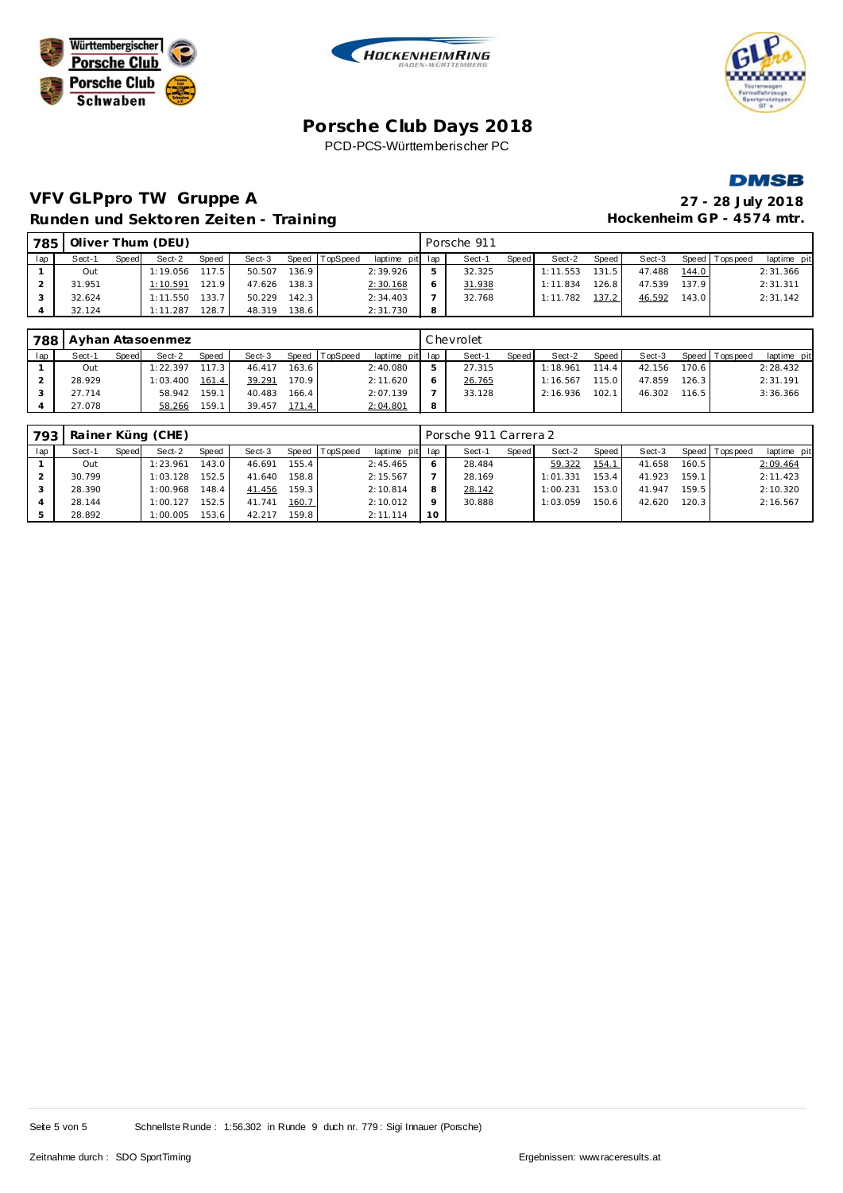# Porsche Club Days 2018

PCD-PCS-Württemberischer PC

## VFV GLPpro TW Gruppe A

**27 - 28 July 2018**

### Runden und Sektoren Zeiten - Training

**Hockenheim GP - 4574 mtr.**

| 785 | Oliver Thum (DEU) | | | | | | | | | Porsche 911 | | | | | | | | |
|---|---|---|---|---|---|---|---|---|---|---|---|---|---|---|---|---|---|---|
| lap | Sect-1 | Speed | Sect-2 | Speed | Sect-3 | Speed | TopSpeed | laptime pit | lap | Sect-1 | Speed | Sect-2 | Speed | Sect-3 | Speed | Topspeed | laptime pit |
| 1 | Out | | 1:19.056 | 117.5 | 50.507 | 136.9 | | 2:39.926 | 5 | 32.325 | | 1:11.553 | 131.5 | 47.488 | 144.0 | | 2:31.366 |
| 2 | 31.951 | | 1:10.591 | 121.9 | 47.626 | 138.3 | | 2:30.168 | 6 | 31.938 | | 1:11.834 | 126.8 | 47.539 | 137.9 | | 2:31.311 |
| 3 | 32.624 | | 1:11.550 | 133.7 | 50.229 | 142.3 | | 2:34.403 | 7 | 32.768 | | 1:11.782 | 137.2 | 46.592 | 143.0 | | 2:31.142 |
| 4 | 32.124 | | 1:11.287 | 128.7 | 48.319 | 138.6 | | 2:31.730 | 8 | | | | | | | | |

| 788 | Ayhan Atasoenmez | | | | | | | | | Chevrolet | | | | | | | | |
|---|---|---|---|---|---|---|---|---|---|---|---|---|---|---|---|---|---|---|
| lap | Sect-1 | Speed | Sect-2 | Speed | Sect-3 | Speed | TopSpeed | laptime pit | lap | Sect-1 | Speed | Sect-2 | Speed | Sect-3 | Speed | Topspeed | laptime pit |
| 1 | Out | | 1:22.397 | 117.3 | 46.417 | 163.6 | | 2:40.080 | 5 | 27.315 | | 1:18.961 | 114.4 | 42.156 | 170.6 | | 2:28.432 |
| 2 | 28.929 | | 1:03.400 | 161.4 | 39.291 | 170.9 | | 2:11.620 | 6 | 26.765 | | 1:16.567 | 115.0 | 47.859 | 126.3 | | 2:31.191 |
| 3 | 27.714 | | 58.942 | 159.1 | 40.483 | 166.4 | | 2:07.139 | 7 | 33.128 | | 2:16.936 | 102.1 | 46.302 | 116.5 | | 3:36.366 |
| 4 | 27.078 | | 58.266 | 159.1 | 39.457 | 171.4 | | 2:04.801 | 8 | | | | | | | | |

| 793 | Rainer Küng (CHE) | | | | | | | | | Porsche 911 Carrera 2 | | | | | | | | |
|---|---|---|---|---|---|---|---|---|---|---|---|---|---|---|---|---|---|---|
| lap | Sect-1 | Speed | Sect-2 | Speed | Sect-3 | Speed | TopSpeed | laptime pit | lap | Sect-1 | Speed | Sect-2 | Speed | Sect-3 | Speed | Topspeed | laptime pit |
| 1 | Out | | 1:23.961 | 143.0 | 46.691 | 155.4 | | 2:45.465 | 6 | 28.484 | | 59.322 | 154.1 | 41.658 | 160.5 | | 2:09.464 |
| 2 | 30.799 | | 1:03.128 | 152.5 | 41.640 | 158.8 | | 2:15.567 | 7 | 28.169 | | 1:01.331 | 153.4 | 41.923 | 159.1 | | 2:11.423 |
| 3 | 28.390 | | 1:00.968 | 148.4 | 41.456 | 159.3 | | 2:10.814 | 8 | 28.142 | | 1:00.231 | 153.0 | 41.947 | 159.5 | | 2:10.320 |
| 4 | 28.144 | | 1:00.127 | 152.5 | 41.741 | 160.7 | | 2:10.012 | 9 | 30.888 | | 1:03.059 | 150.6 | 42.620 | 120.3 | | 2:16.567 |
| 5 | 28.892 | | 1:00.005 | 153.6 | 42.217 | 159.8 | | 2:11.114 | 10 | | | | | | | | |

Schnellste Runde : 1:56.302 in Runde 9 duch nr. 779 : Sigi Imauer (Porsche)

Zeitnahme durch : SDO SportTiming

Ergebnissen: www.raceresults.at